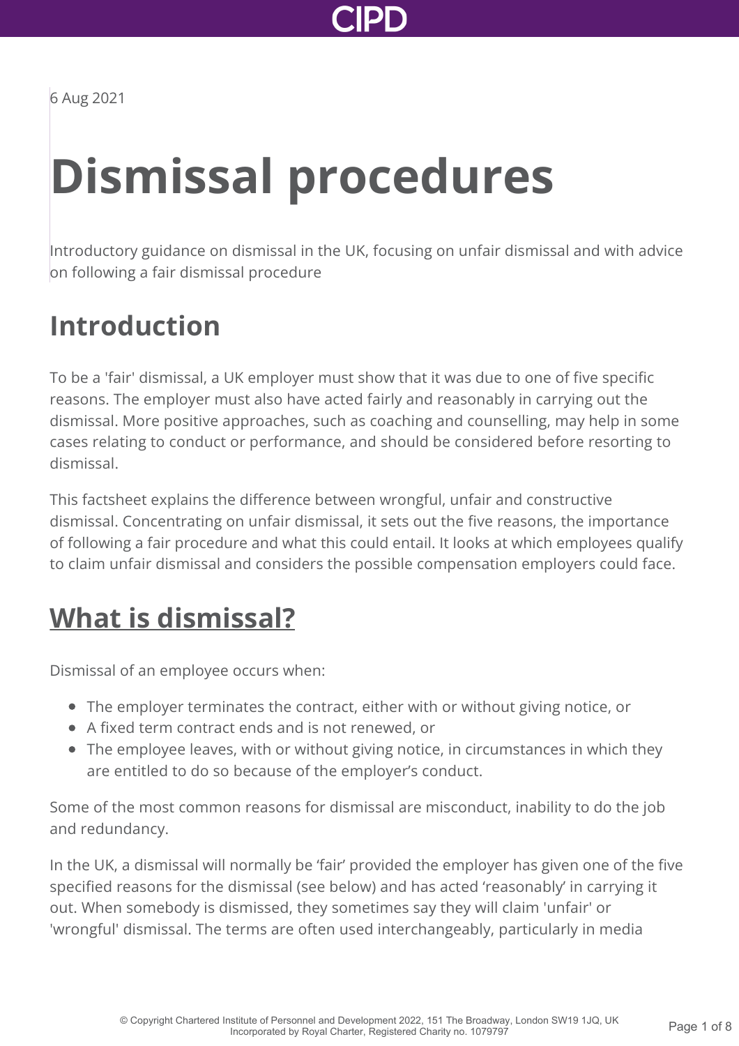6 Aug 2021

# Dismissal procedures

Introductory guidance on dismissal in the UK, focusing on unfair dismissal and with advice on following a fair dismissal procedure

## Introduction

To be a 'fair' dismissal, a UK employer must show that it was due to one of five specific reasons. The employer must also have acted fairly and reasonably in carrying out the dismissal. More positive approaches, such as coaching and counselling, may help in some cases relating to conduct or performance, and should be considered before resorting to dismissal.

This factsheet explains the difference between wrongful, unfair and constructive dismissal. Concentrating on unfair dismissal, it sets out the five reasons, the importance of following a fair procedure and what this could entail. It looks at which employees qualify to claim unfair dismissal and considers the possible compensation employers could face.

## What is dismissal?

Dismissal of an employee occurs when:

- The employer terminates the contract, either with or without giving notice, or
- A fixed term contract ends and is not renewed, or
- The employee leaves, with or without giving notice, in circumstances in which they are entitled to do so because of the employer's conduct.

Some of the most common reasons for dismissal are misconduct, inability to do the job and redundancy.

In the UK, a dismissal will normally be 'fair' provided the employer has given one of the five specified reasons for the dismissal (see below) and has acted 'reasonably' in carrying it out. When somebody is dismissed, they sometimes say they will claim 'unfair' or 'wrongful' dismissal. The terms are often used interchangeably, particularly in media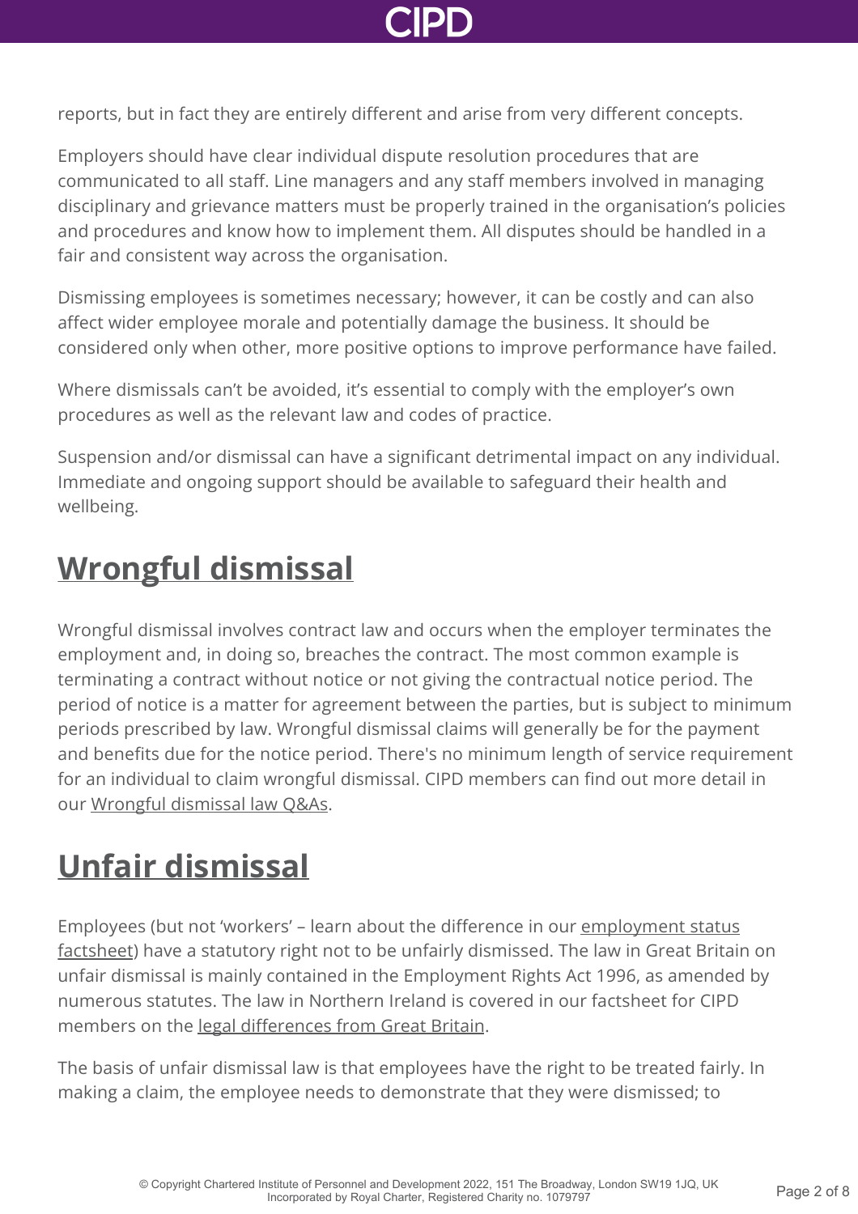reports, but in fact they are entirely different and arise from very different concepts.

Employers should have clear individual dispute resolution procedures that are communicated to all staff. Line managers and any staff members involved in managing disciplinary and grievance matters must be properly trained in the organisation's policies and procedures and know how to implement them. All disputes should be handled in a fair and consistent way across the organisation.

Dismissing employees is sometimes necessary; however, it can be costly and can also affect wider employee morale and potentially damage the business. It should be considered only when other, more positive options to improve performance have failed.

Where dismissals can't be avoided, it's essential to comply with the employer's own procedures as well as the relevant law and codes of practice.

Suspension and/or dismissal can have a significant detrimental impact on any individual. Immediate and ongoing support should be available to safeguard their health and wellbeing.

## Wrongful dismissal

Wrongful dismissal involves contract law and occurs when the employer terminates the employment and, in doing so, breaches the contract. The most common example is terminating a contract without notice or not giving the contractual notice period. The period of notice is a matter for agreement between the parties, but is subject to minimum periods prescribed by law. Wrongful dismissal claims will generally be for the payment and benefits due for the notice period. There's no minimum length of service requirement for an individual to claim wrongful dismissal. CIPD members can find out more detail in our Wrongful dismissal law Q&As.

## Unfair dismissal

Employees (but not 'workers' – learn about the difference in our employment status factsheet) have a statutory right not to be unfairly dismissed. The law in Great Britain on unfair dismissal is mainly contained in the Employment Rights Act 1996, as amended by numerous statutes. The law in Northern Ireland is covered in our factsheet for CIPD members on the legal differences from Great Britain.

The basis of unfair dismissal law is that employees have the right to be treated fairly. In making a claim, the employee needs to demonstrate that they were dismissed; to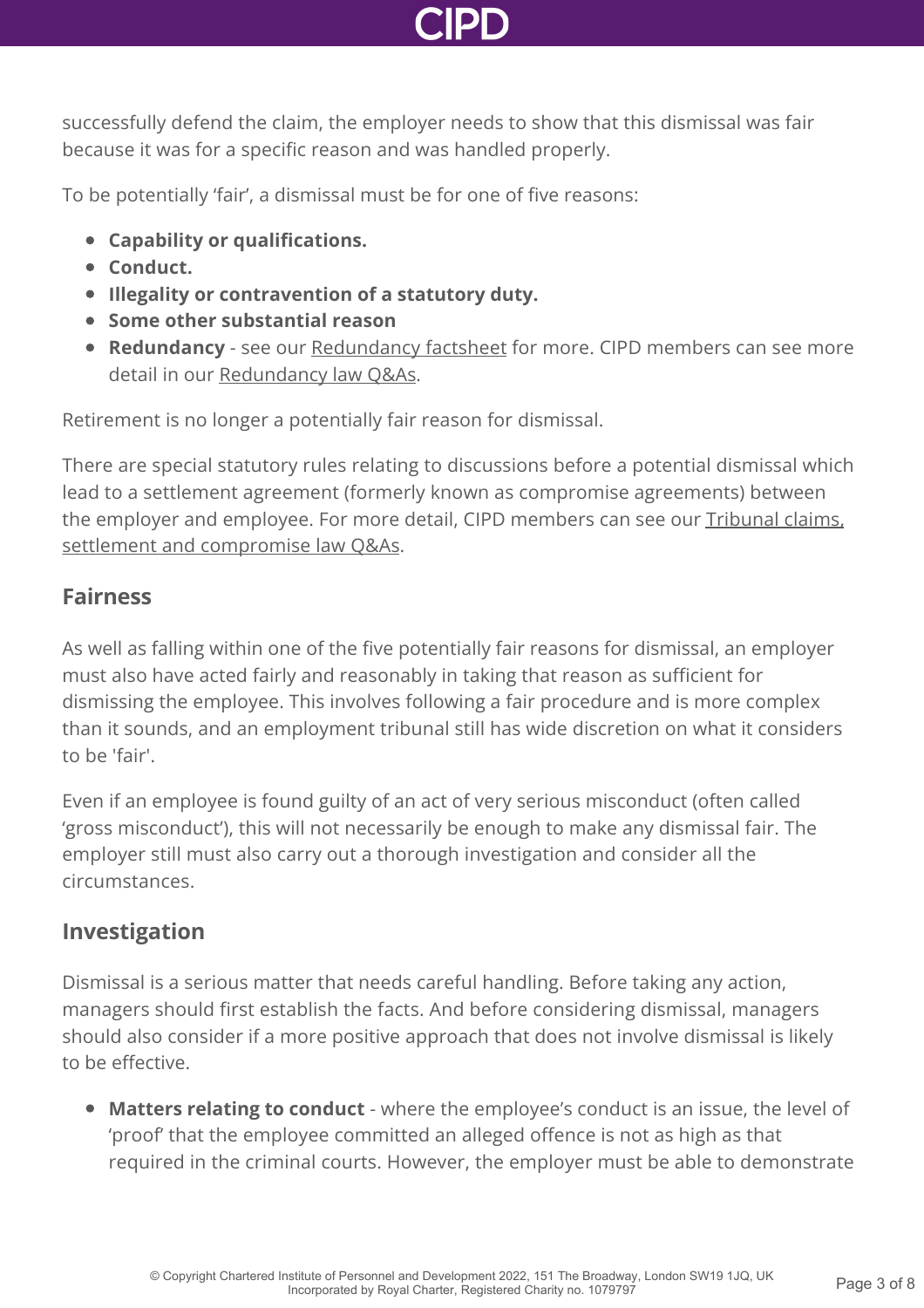successfully defend the claim, the employer needs to show that this dismissal was fair because it was for a specific reason and was handled properly.

To be potentially 'fair', a dismissal must be for one of five reasons:

- **Capability or qualifications.**
- **Conduct.**
- **Illegality or contravention of a statutory duty.**
- **Some other substantial reason**
- **Redundancy** - see our Redundancy factsheet for more. CIPD members can see more detail in our Redundancy law Q&As.

Retirement is no longer a potentially fair reason for dismissal.

There are special statutory rules relating to discussions before a potential dismissal which lead to a settlement agreement (formerly known as compromise agreements) between the employer and employee. For more detail, CIPD members can see our Tribunal claims, settlement and compromise law Q&As.

## Fairness

As well as falling within one of the five potentially fair reasons for dismissal, an employer must also have acted fairly and reasonably in taking that reason as sufficient for dismissing the employee. This involves following a fair procedure and is more complex than it sounds, and an employment tribunal still has wide discretion on what it considers to be 'fair'.

Even if an employee is found guilty of an act of very serious misconduct (often called 'gross misconduct'), this will not necessarily be enough to make any dismissal fair. The employer still must also carry out a thorough investigation and consider all the circumstances.

## Investigation

Dismissal is a serious matter that needs careful handling. Before taking any action, managers should first establish the facts. And before considering dismissal, managers should also consider if a more positive approach that does not involve dismissal is likely to be effective.

- **Matters relating to conduct** - where the employee's conduct is an issue, the level of 'proof' that the employee committed an alleged offence is not as high as that required in the criminal courts. However, the employer must be able to demonstrate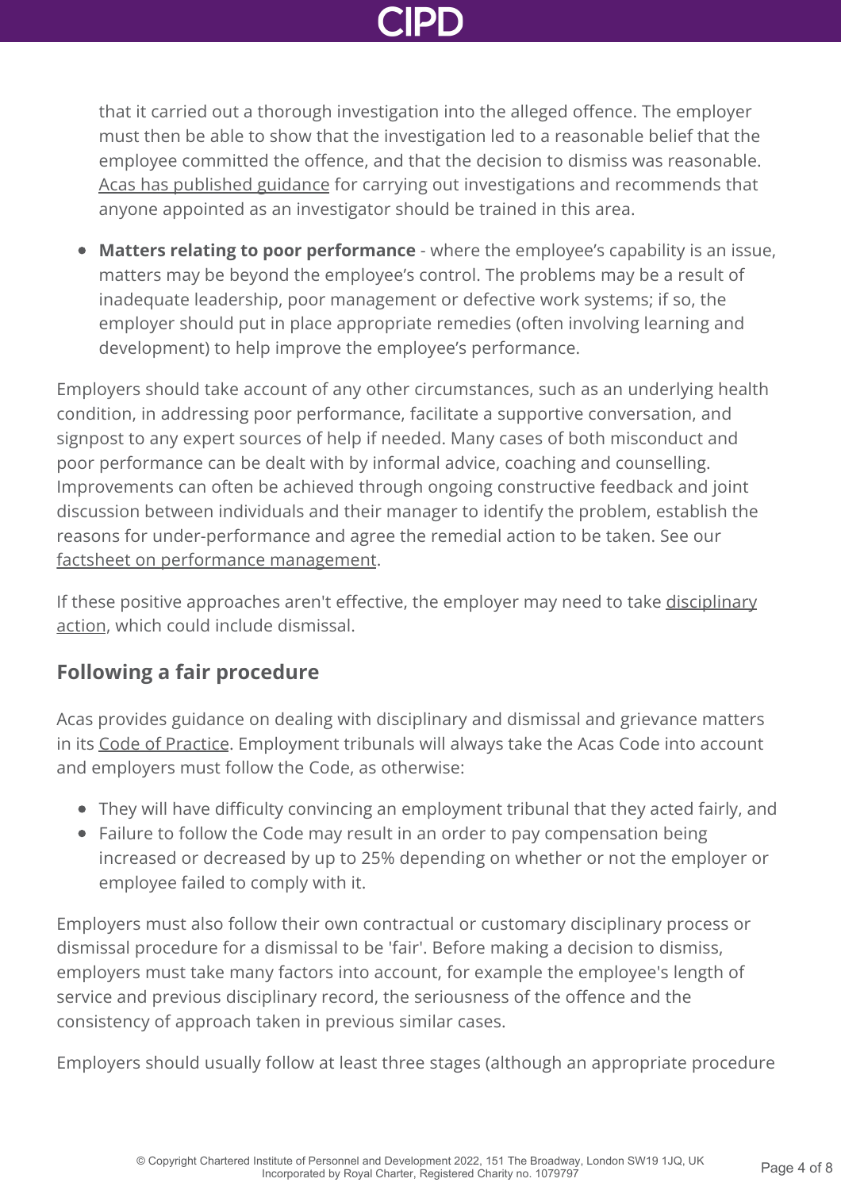that it carried out a thorough investigation into the alleged offence. The employer must then be able to show that the investigation led to a reasonable belief that the employee committed the offence, and that the decision to dismiss was reasonable. Acas has published guidance for carrying out investigations and recommends that anyone appointed as an investigator should be trained in this area.

- **Matters relating to poor performance** - where the employee's capability is an issue, matters may be beyond the employee's control. The problems may be a result of inadequate leadership, poor management or defective work systems; if so, the employer should put in place appropriate remedies (often involving learning and development) to help improve the employee's performance.

Employers should take account of any other circumstances, such as an underlying health condition, in addressing poor performance, facilitate a supportive conversation, and signpost to any expert sources of help if needed. Many cases of both misconduct and poor performance can be dealt with by informal advice, coaching and counselling. Improvements can often be achieved through ongoing constructive feedback and joint discussion between individuals and their manager to identify the problem, establish the reasons for under-performance and agree the remedial action to be taken. See our factsheet on performance management.

If these positive approaches aren't effective, the employer may need to take disciplinary action, which could include dismissal.

## Following a fair procedure

Acas provides guidance on dealing with disciplinary and dismissal and grievance matters in its Code of Practice. Employment tribunals will always take the Acas Code into account and employers must follow the Code, as otherwise:

- They will have difficulty convincing an employment tribunal that they acted fairly, and
- Failure to follow the Code may result in an order to pay compensation being increased or decreased by up to 25% depending on whether or not the employer or employee failed to comply with it.

Employers must also follow their own contractual or customary disciplinary process or dismissal procedure for a dismissal to be 'fair'. Before making a decision to dismiss, employers must take many factors into account, for example the employee's length of service and previous disciplinary record, the seriousness of the offence and the consistency of approach taken in previous similar cases.

Employers should usually follow at least three stages (although an appropriate procedure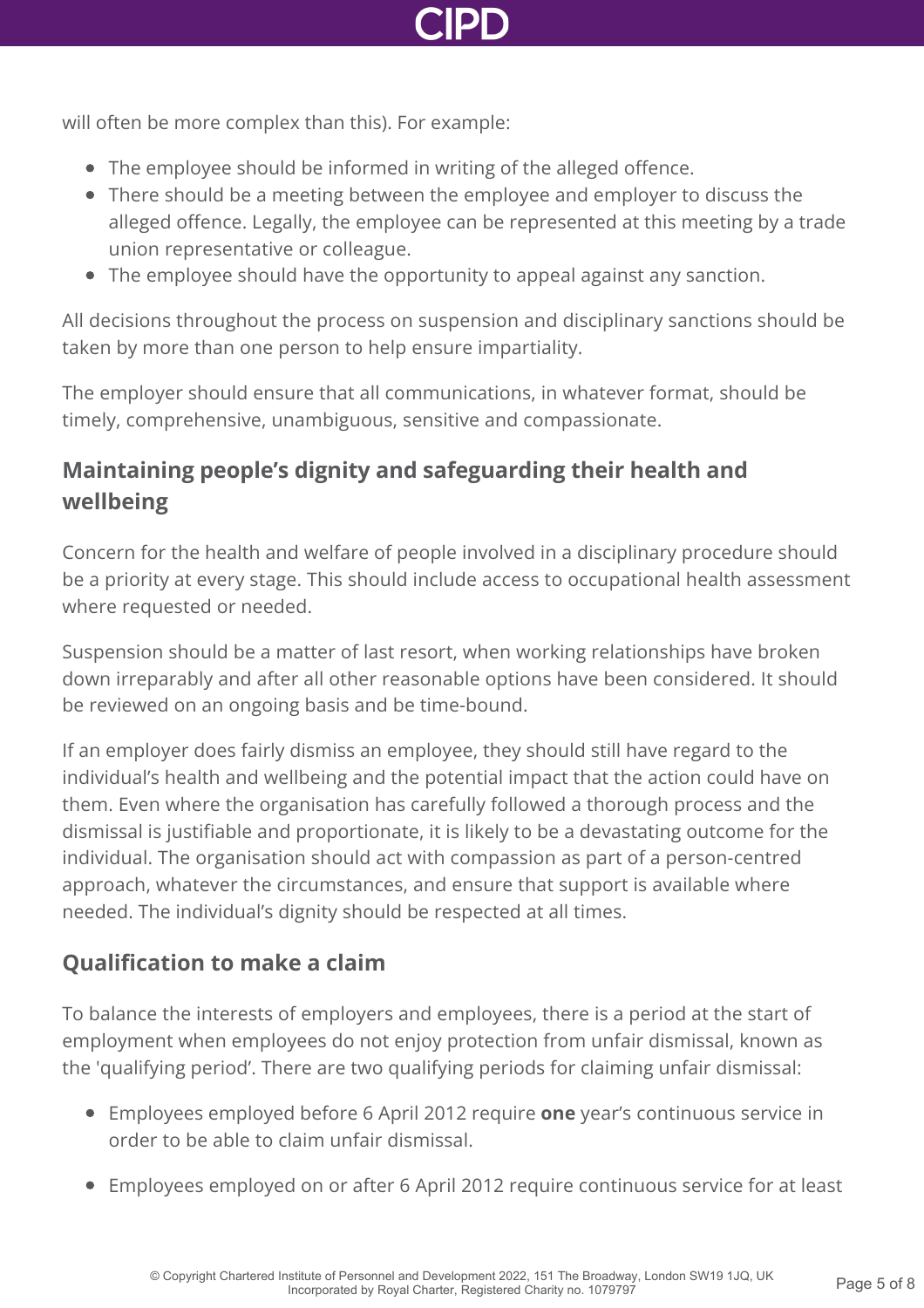will often be more complex than this). For example:

- The employee should be informed in writing of the alleged offence.
- There should be a meeting between the employee and employer to discuss the alleged offence. Legally, the employee can be represented at this meeting by a trade union representative or colleague.
- The employee should have the opportunity to appeal against any sanction.

All decisions throughout the process on suspension and disciplinary sanctions should be taken by more than one person to help ensure impartiality.

The employer should ensure that all communications, in whatever format, should be timely, comprehensive, unambiguous, sensitive and compassionate.

## Maintaining people's dignity and safeguarding their health and wellbeing

Concern for the health and welfare of people involved in a disciplinary procedure should be a priority at every stage. This should include access to occupational health assessment where requested or needed.

Suspension should be a matter of last resort, when working relationships have broken down irreparably and after all other reasonable options have been considered. It should be reviewed on an ongoing basis and be time-bound.

If an employer does fairly dismiss an employee, they should still have regard to the individual's health and wellbeing and the potential impact that the action could have on them. Even where the organisation has carefully followed a thorough process and the dismissal is justifiable and proportionate, it is likely to be a devastating outcome for the individual. The organisation should act with compassion as part of a person-centred approach, whatever the circumstances, and ensure that support is available where needed. The individual's dignity should be respected at all times.

## Qualification to make a claim

To balance the interests of employers and employees, there is a period at the start of employment when employees do not enjoy protection from unfair dismissal, known as the 'qualifying period'. There are two qualifying periods for claiming unfair dismissal:

- Employees employed before 6 April 2012 require **one** year's continuous service in order to be able to claim unfair dismissal.
- Employees employed on or after 6 April 2012 require continuous service for at least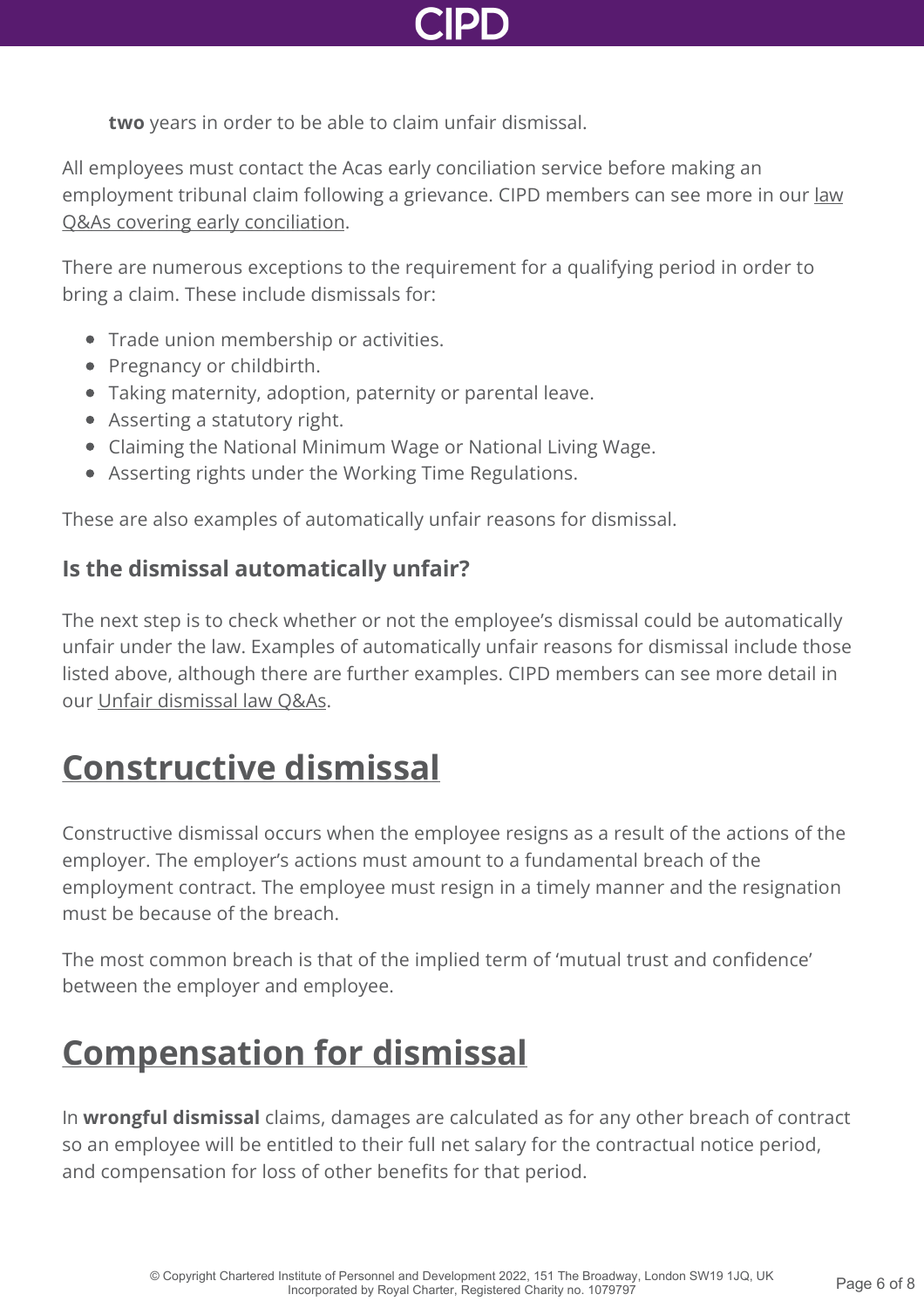**two** years in order to be able to claim unfair dismissal.

All employees must contact the Acas early conciliation service before making an employment tribunal claim following a grievance. CIPD members can see more in our law Q&As covering early conciliation.

There are numerous exceptions to the requirement for a qualifying period in order to bring a claim. These include dismissals for:

- Trade union membership or activities.
- Pregnancy or childbirth.
- Taking maternity, adoption, paternity or parental leave.
- Asserting a statutory right.
- Claiming the National Minimum Wage or National Living Wage.
- Asserting rights under the Working Time Regulations.

These are also examples of automatically unfair reasons for dismissal.

### Is the dismissal automatically unfair?

The next step is to check whether or not the employee's dismissal could be automatically unfair under the law. Examples of automatically unfair reasons for dismissal include those listed above, although there are further examples. CIPD members can see more detail in our Unfair dismissal law Q&As.

## Constructive dismissal

Constructive dismissal occurs when the employee resigns as a result of the actions of the employer. The employer's actions must amount to a fundamental breach of the employment contract. The employee must resign in a timely manner and the resignation must be because of the breach.

The most common breach is that of the implied term of 'mutual trust and confidence' between the employer and employee.

## Compensation for dismissal

In **wrongful dismissal** claims, damages are calculated as for any other breach of contract so an employee will be entitled to their full net salary for the contractual notice period, and compensation for loss of other benefits for that period.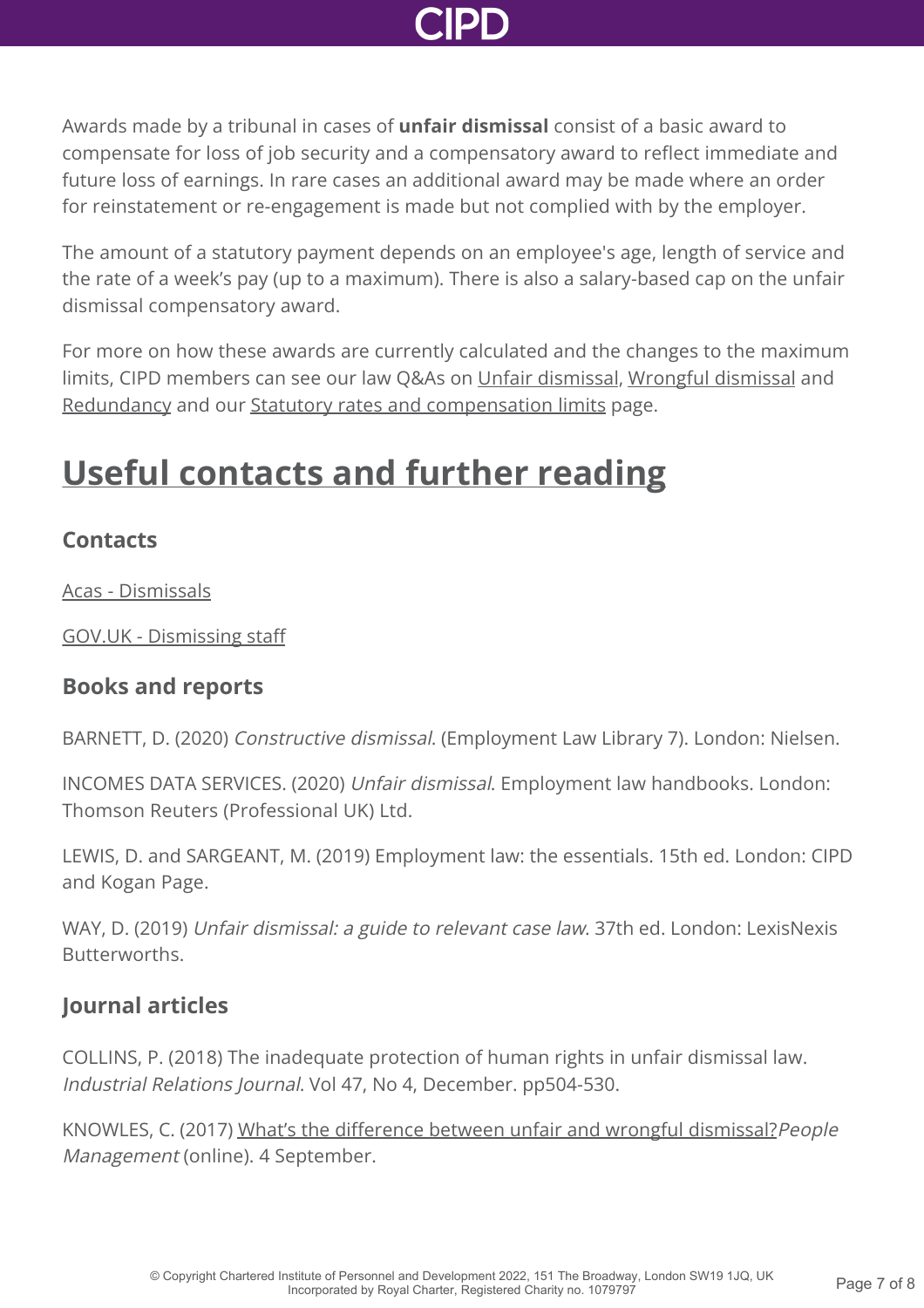Awards made by a tribunal in cases of **unfair dismissal** consist of a basic award to compensate for loss of job security and a compensatory award to reflect immediate and future loss of earnings. In rare cases an additional award may be made where an order for reinstatement or re-engagement is made but not complied with by the employer.

The amount of a statutory payment depends on an employee's age, length of service and the rate of a week's pay (up to a maximum). There is also a salary-based cap on the unfair dismissal compensatory award.

For more on how these awards are currently calculated and the changes to the maximum limits, CIPD members can see our law Q&As on Unfair dismissal, Wrongful dismissal and Redundancy and our Statutory rates and compensation limits page.

## Useful contacts and further reading

### Contacts

Acas - Dismissals

GOV.UK - Dismissing staff

### Books and reports

BARNETT, D. (2020) *Constructive dismissal*. (Employment Law Library 7). London: Nielsen.

INCOMES DATA SERVICES. (2020) *Unfair dismissal*. Employment law handbooks. London: Thomson Reuters (Professional UK) Ltd.

LEWIS, D. and SARGEANT, M. (2019) Employment law: the essentials. 15th ed. London: CIPD and Kogan Page.

WAY, D. (2019) *Unfair dismissal: a guide to relevant case law*. 37th ed. London: LexisNexis Butterworths.

### Journal articles

COLLINS, P. (2018) The inadequate protection of human rights in unfair dismissal law. *Industrial Relations Journal*. Vol 47, No 4, December. pp504-530.

KNOWLES, C. (2017) What's the difference between unfair and wrongful dismissal? *People Management* (online). 4 September.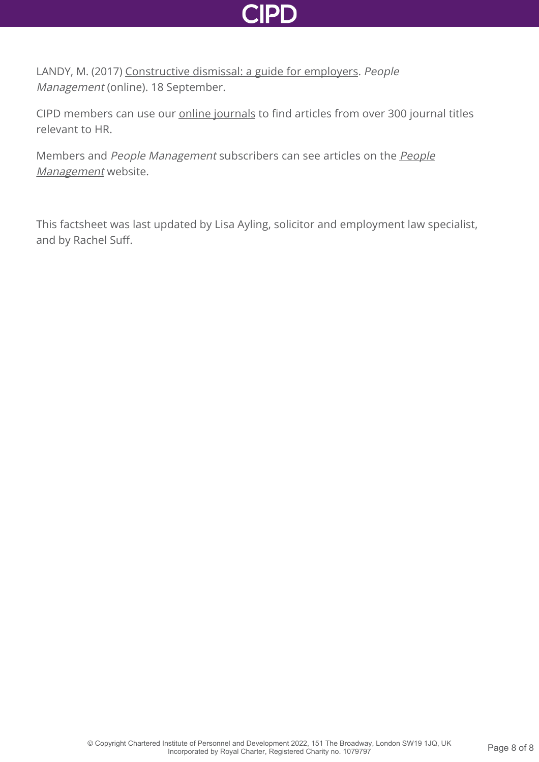LANDY, M. (2017) Constructive dismissal: a guide for employers. *People Management* (online). 18 September.

CIPD members can use our online journals to find articles from over 300 journal titles relevant to HR.

Members and *People Management* subscribers can see articles on the *People Management* website.

This factsheet was last updated by Lisa Ayling, solicitor and employment law specialist, and by Rachel Suff.